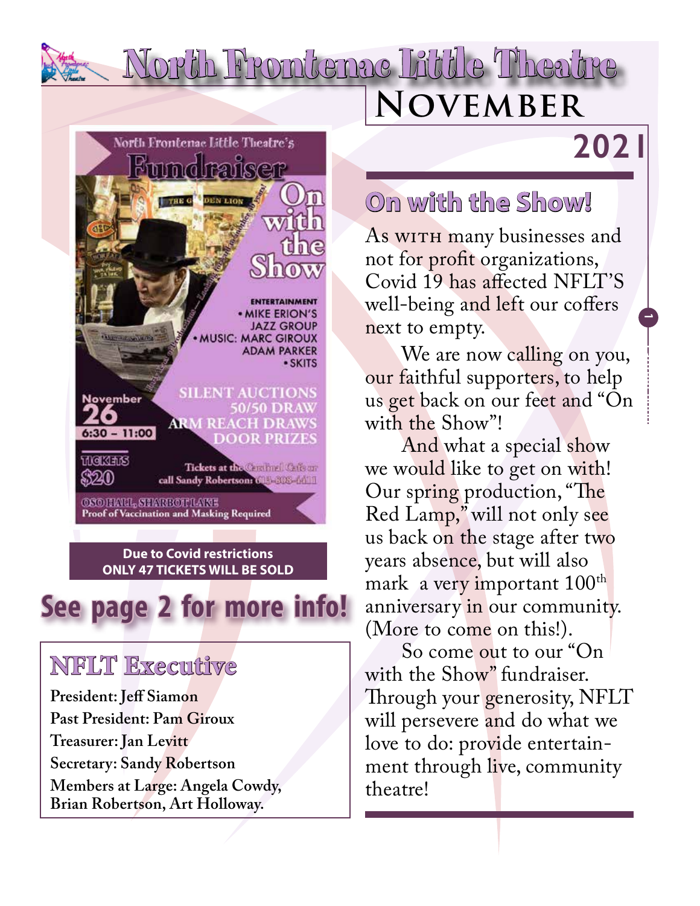# North Frontenac Little Theatre

## November 2021

North Frontenac Little Theatre's

## Fundraiser

## On with the Show

ENTERTAINMENT
- MIKE ERION'S JAZZ GROUP
- MUSIC: MARC GIROUX ADAM PARKER
- SKITS

SILENT AUCTIONS
50/50 DRAW
ARM REACH DRAWS
DOOR PRIZES

November 26
6:30 – 11:00

TICKETS $20

Tickets at the Cardinal Café or call Sandy Robertson: 613-808-6411

OSO HALL, SHARBOT LAKE
Proof of Vaccination and Masking Required

**Due to Covid restrictions ONLY 47 TICKETS WILL BE SOLD**

## See page 2 for more info!

### NFLT Executive

**President: Jeff Siamon**
**Past President: Pam Giroux**
**Treasurer: Jan Levitt**
**Secretary: Sandy Robertson**
**Members at Large: Angela Cowdy, Brian Robertson, Art Holloway.**

## On with the Show!

As WITH many businesses and not for profit organizations, Covid 19 has affected NFLT'S well-being and left our coffers next to empty.

We are now calling on you, our faithful supporters, to help us get back on our feet and "On with the Show"!

And what a special show we would like to get on with! Our spring production, "The Red Lamp," will not only see us back on the stage after two years absence, but will also mark a very important 100th anniversary in our community. (More to come on this!).

So come out to our "On with the Show" fundraiser. Through your generosity, NFLT will persevere and do what we love to do: provide entertainment through live, community theatre!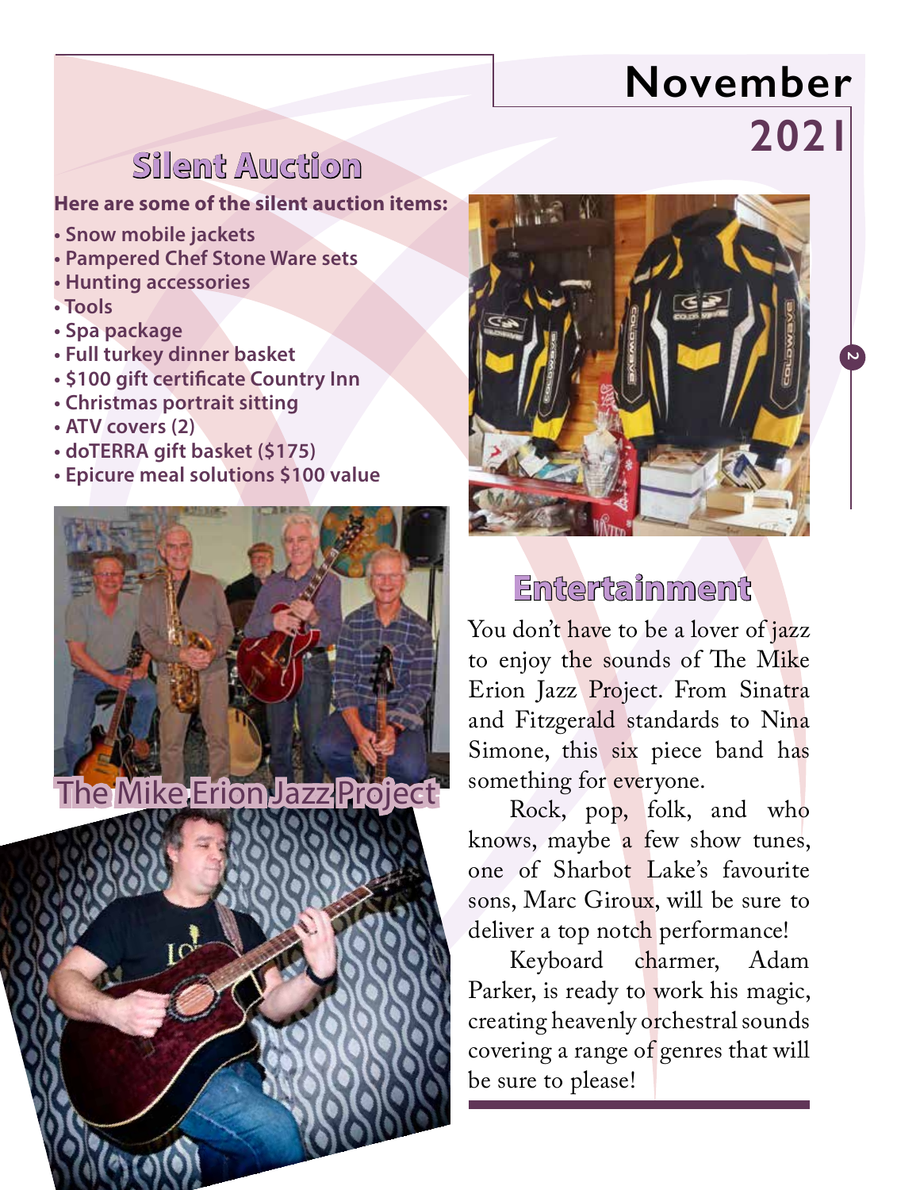# November 2021

## Silent Auction

**Here are some of the silent auction items:**

- **Snow mobile jackets**
- **Pampered Chef Stone Ware sets**
- **Hunting accessories**
- **Tools**
- **Spa package**
- **Full turkey dinner basket**
- **$100 gift certificate Country Inn**
- **Christmas portrait sitting**
- **ATV covers (2)**
- **doTERRA gift basket ($175)**
- **Epicure meal solutions $100 value**

The Mike Erion Jazz Project

## Entertainment

You don't have to be a lover of jazz to enjoy the sounds of The Mike Erion Jazz Project. From Sinatra and Fitzgerald standards to Nina Simone, this six piece band has something for everyone.

Rock, pop, folk, and who knows, maybe a few show tunes, one of Sharbot Lake's favourite sons, Marc Giroux, will be sure to deliver a top notch performance!

Keyboard charmer, Adam Parker, is ready to work his magic, creating heavenly orchestral sounds covering a range of genres that will be sure to please!